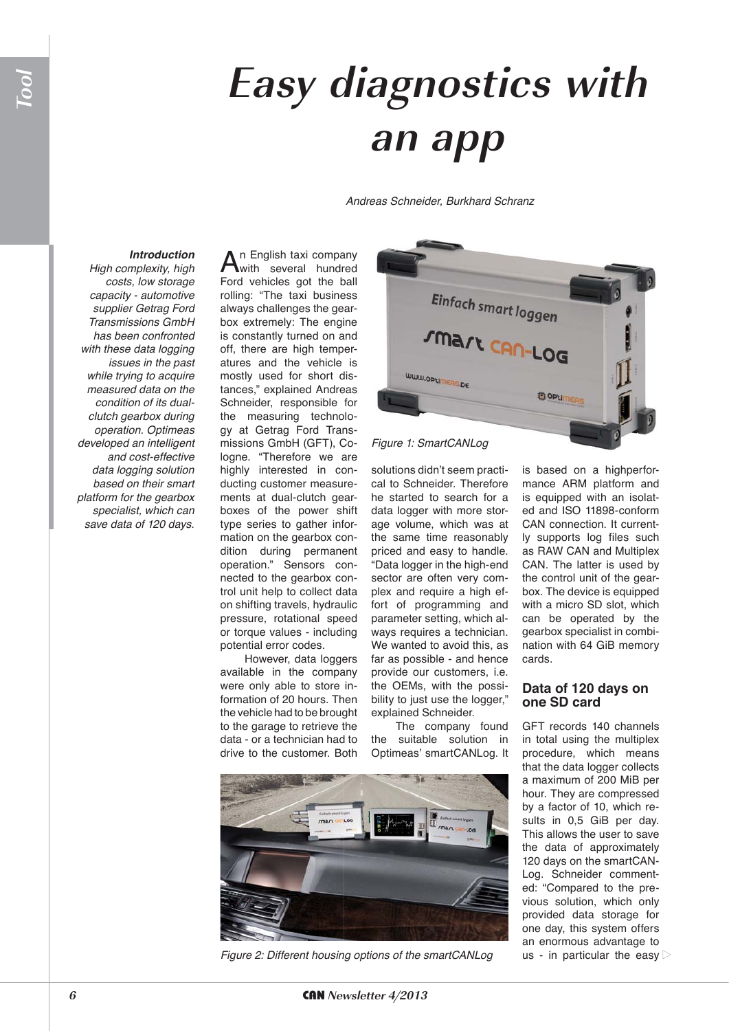# Easy diagnostics with an app

*Andreas Schneider, Burkhard Schranz*

***Introduction***

*High complexity, high costs, low storage capacity - automotive supplier Getrag Ford Transmissions GmbH has been confronted with these data logging issues in the past while trying to acquire measured data on the condition of its dual-clutch gearbox during operation. Optimeas developed an intelligent and cost-effective data logging solution based on their smart platform for the gearbox specialist, which can save data of 120 days.*

An English taxi company with several hundred Ford vehicles got the ball rolling: "The taxi business always challenges the gearbox extremely: The engine is constantly turned on and off, there are high temperatures and the vehicle is mostly used for short distances," explained Andreas Schneider, responsible for the measuring technology at Getrag Ford Transmissions GmbH (GFT), Cologne. "Therefore we are highly interested in conducting customer measurements at dual-clutch gearboxes of the power shift type series to gather information on the gearbox condition during permanent operation." Sensors connected to the gearbox control unit help to collect data on shifting travels, hydraulic pressure, rotational speed or torque values - including potential error codes.

However, data loggers available in the company were only able to store information of 20 hours. Then the vehicle had to be brought to the garage to retrieve the data - or a technician had to drive to the customer. Both solutions didn't seem practical to Schneider. Therefore he started to search for a data logger with more storage volume, which was at the same time reasonably priced and easy to handle. "Data logger in the high-end sector are often very complex and require a high effort of programming and parameter setting, which always requires a technician. We wanted to avoid this, as far as possible - and hence provide our customers, i.e. the OEMs, with the possibility to just use the logger," explained Schneider.

The company found the suitable solution in Optimeas' smartCANLog. It is based on a highperformance ARM platform and is equipped with an isolated and ISO 11898-conform CAN connection. It currently supports log files such as RAW CAN and Multiplex CAN. The latter is used by the control unit of the gearbox. The device is equipped with a micro SD slot, which can be operated by the gearbox specialist in combination with 64 GiB memory cards.

*Figure 1: SmartCANLog*

*Figure 2: Different housing options of the smartCANLog*

## Data of 120 days on one SD card

GFT records 140 channels in total using the multiplex procedure, which means that the data logger collects a maximum of 200 MiB per hour. They are compressed by a factor of 10, which results in 0,5 GiB per day. This allows the user to save the data of approximately 120 days on the smartCANLog. Schneider commented: "Compared to the previous solution, which only provided data storage for one day, this system offers an enormous advantage to us - in particular the easy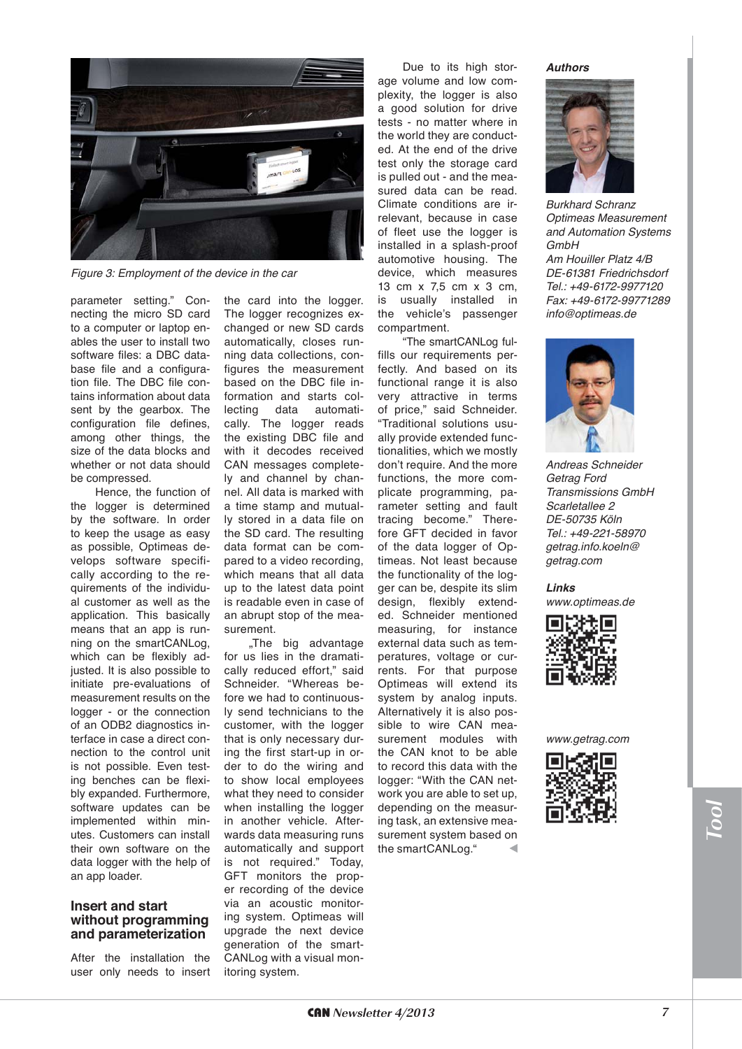Figure 3: Employment of the device in the car

parameter setting." Connecting the micro SD card to a computer or laptop enables the user to install two software files: a DBC database file and a configuration file. The DBC file contains information about data sent by the gearbox. The configuration file defines, among other things, the size of the data blocks and whether or not data should be compressed.

Hence, the function of the logger is determined by the software. In order to keep the usage as easy as possible, Optimeas develops software specifically according to the requirements of the individual customer as well as the application. This basically means that an app is running on the smartCANLog, which can be flexibly adjusted. It is also possible to initiate pre-evaluations of measurement results on the logger - or the connection of an ODB2 diagnostics interface in case a direct connection to the control unit is not possible. Even testing benches can be flexibly expanded. Furthermore, software updates can be implemented within minutes. Customers can install their own software on the data logger with the help of an app loader.

### Insert and start without programming and parameterization

After the installation the user only needs to insert the card into the logger. The logger recognizes exchanged or new SD cards automatically, closes running data collections, configures the measurement based on the DBC file information and starts collecting data automatically. The logger reads the existing DBC file and with it decodes received CAN messages completely and channel by channel. All data is marked with a time stamp and mutually stored in a data file on the SD card. The resulting data format can be compared to a video recording, which means that all data up to the latest data point is readable even in case of an abrupt stop of the measurement.

„The big advantage for us lies in the dramatically reduced effort," said Schneider. "Whereas before we had to continuously send technicians to the customer, with the logger that is only necessary during the first start-up in order to do the wiring and to show local employees what they need to consider when installing the logger in another vehicle. Afterwards data measuring runs automatically and support is not required." Today, GFT monitors the proper recording of the device via an acoustic monitoring system. Optimeas will upgrade the next device generation of the smartCANLog with a visual monitoring system.

Due to its high storage volume and low complexity, the logger is also a good solution for drive tests - no matter where in the world they are conducted. At the end of the drive test only the storage card is pulled out - and the measured data can be read. Climate conditions are irrelevant, because in case of fleet use the logger is installed in a splash-proof automotive housing. The device, which measures 13 cm x 7,5 cm x 3 cm, is usually installed in the vehicle's passenger compartment.

"The smartCANLog fulfills our requirements perfectly. And based on its functional range it is also very attractive in terms of price," said Schneider. "Traditional solutions usually provide extended functionalities, which we mostly don't require. And the more functions, the more complicate programming, parameter setting and fault tracing become." Therefore GFT decided in favor of the data logger of Optimeas. Not least because the functionality of the logger can be, despite its slim design, flexibly extended. Schneider mentioned measuring, for instance external data such as temperatures, voltage or currents. For that purpose Optimeas will extend its system by analog inputs. Alternatively it is also possible to wire CAN measurement modules with the CAN knot to be able to record this data with the logger: "With the CAN network you are able to set up, depending on the measuring task, an extensive measurement system based on the smartCANLog." ◀

**Authors**

*Burkhard Schranz*
*Optimeas Measurement and Automation Systems GmbH*
*Am Houiller Platz 4/B*
*DE-61381 Friedrichsdorf*
*Tel.: +49-6172-9977120*
*Fax: +49-6172-99771289*
*info@optimeas.de*

*Andreas Schneider*
*Getrag Ford Transmissions GmbH*
*Scarletallee 2*
*DE-50735 Köln*
*Tel.: +49-221-58970*
*getrag.info.koeln@getrag.com*

**Links**

*www.optimeas.de*

*www.getrag.com*